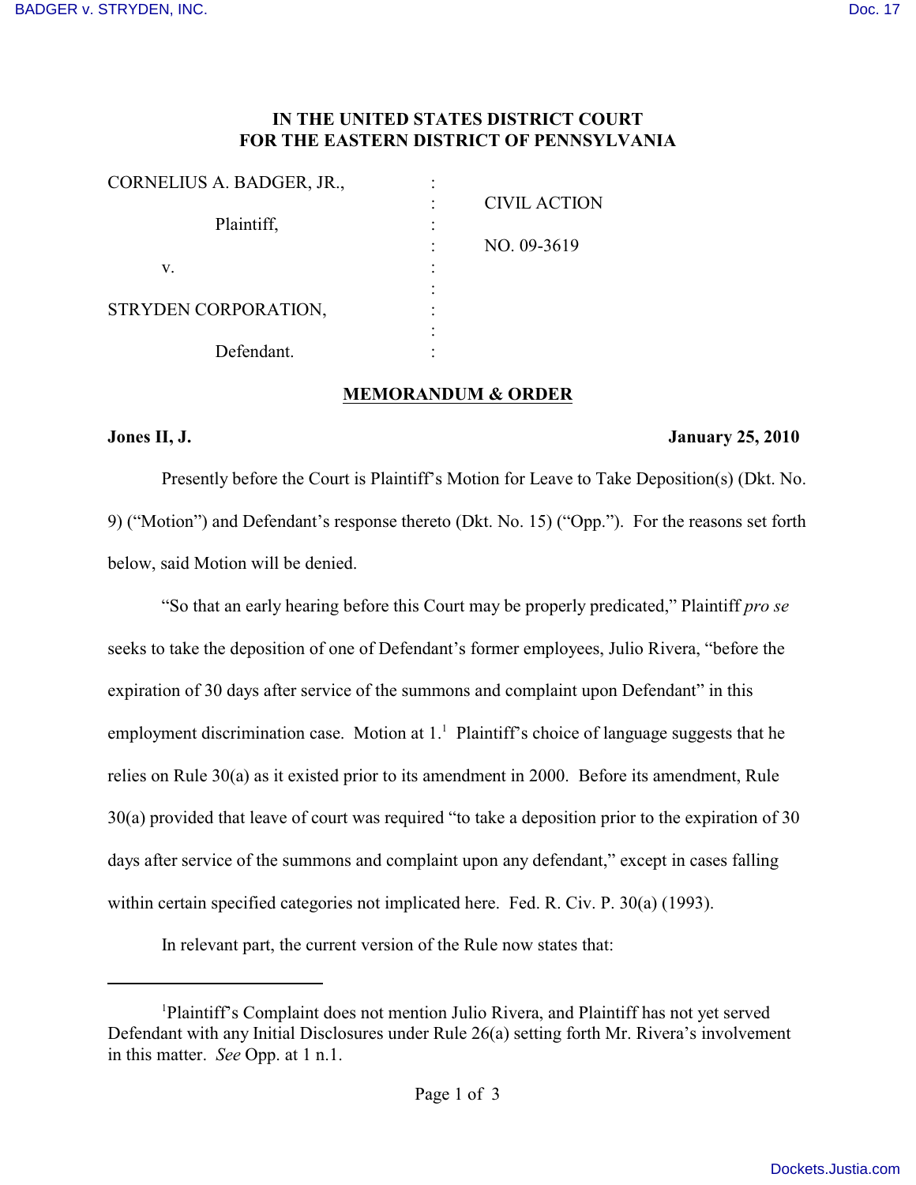# IN THE UNITED STATES DISTRICT COURT
# FOR THE EASTERN DISTRICT OF PENNSYLVANIA

| | | |
|---|---|---|
| CORNELIUS A. BADGER, JR., | : | |
| | : | CIVIL ACTION |
| Plaintiff, | : | |
| | : | NO. 09-3619 |
| v. | : | |
| | : | |
| STRYDEN CORPORATION, | : | |
| | : | |
| Defendant. | : | |

## MEMORANDUM & ORDER

**Jones II, J.** **January 25, 2010**

Presently before the Court is Plaintiff's Motion for Leave to Take Deposition(s) (Dkt. No. 9) ("Motion") and Defendant's response thereto (Dkt. No. 15) ("Opp."). For the reasons set forth below, said Motion will be denied.

"So that an early hearing before this Court may be properly predicated," Plaintiff *pro se* seeks to take the deposition of one of Defendant's former employees, Julio Rivera, "before the expiration of 30 days after service of the summons and complaint upon Defendant" in this employment discrimination case. Motion at 1.[1] Plaintiff's choice of language suggests that he relies on Rule 30(a) as it existed prior to its amendment in 2000. Before its amendment, Rule 30(a) provided that leave of court was required "to take a deposition prior to the expiration of 30 days after service of the summons and complaint upon any defendant," except in cases falling within certain specified categories not implicated here. Fed. R. Civ. P. 30(a) (1993).

In relevant part, the current version of the Rule now states that:

[1] Plaintiff's Complaint does not mention Julio Rivera, and Plaintiff has not yet served Defendant with any Initial Disclosures under Rule 26(a) setting forth Mr. Rivera's involvement in this matter. *See* Opp. at 1 n.1.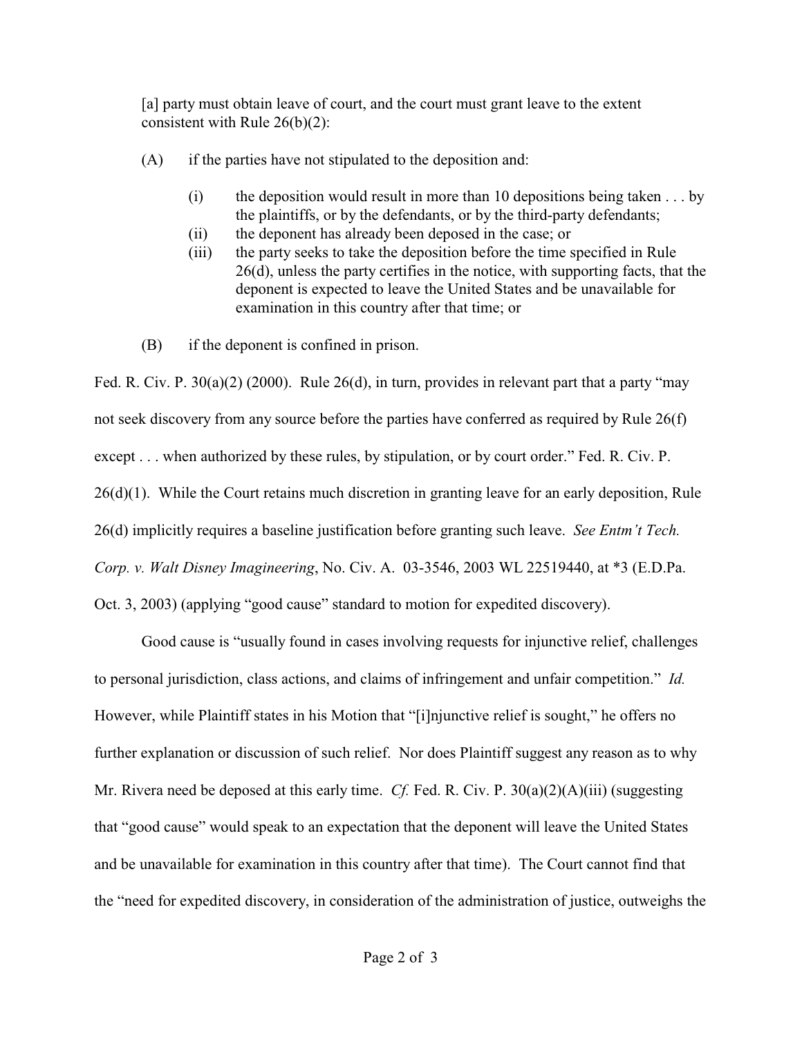> [a] party must obtain leave of court, and the court must grant leave to the extent consistent with Rule 26(b)(2):
>
> (A) if the parties have not stipulated to the deposition and:
>
> (i) the deposition would result in more than 10 depositions being taken . . . by the plaintiffs, or by the defendants, or by the third-party defendants;
>
> (ii) the deponent has already been deposed in the case; or
>
> (iii) the party seeks to take the deposition before the time specified in Rule 26(d), unless the party certifies in the notice, with supporting facts, that the deponent is expected to leave the United States and be unavailable for examination in this country after that time; or
>
> (B) if the deponent is confined in prison.

Fed. R. Civ. P. 30(a)(2) (2000). Rule 26(d), in turn, provides in relevant part that a party "may not seek discovery from any source before the parties have conferred as required by Rule 26(f) except . . . when authorized by these rules, by stipulation, or by court order." Fed. R. Civ. P. 26(d)(1). While the Court retains much discretion in granting leave for an early deposition, Rule 26(d) implicitly requires a baseline justification before granting such leave. *See Entm't Tech. Corp. v. Walt Disney Imagineering*, No. Civ. A. 03-3546, 2003 WL 22519440, at *3 (E.D.Pa. Oct. 3, 2003) (applying "good cause" standard to motion for expedited discovery).

Good cause is "usually found in cases involving requests for injunctive relief, challenges to personal jurisdiction, class actions, and claims of infringement and unfair competition." *Id.* However, while Plaintiff states in his Motion that "[i]njunctive relief is sought," he offers no further explanation or discussion of such relief. Nor does Plaintiff suggest any reason as to why Mr. Rivera need be deposed at this early time. *Cf.* Fed. R. Civ. P. 30(a)(2)(A)(iii) (suggesting that "good cause" would speak to an expectation that the deponent will leave the United States and be unavailable for examination in this country after that time). The Court cannot find that the "need for expedited discovery, in consideration of the administration of justice, outweighs the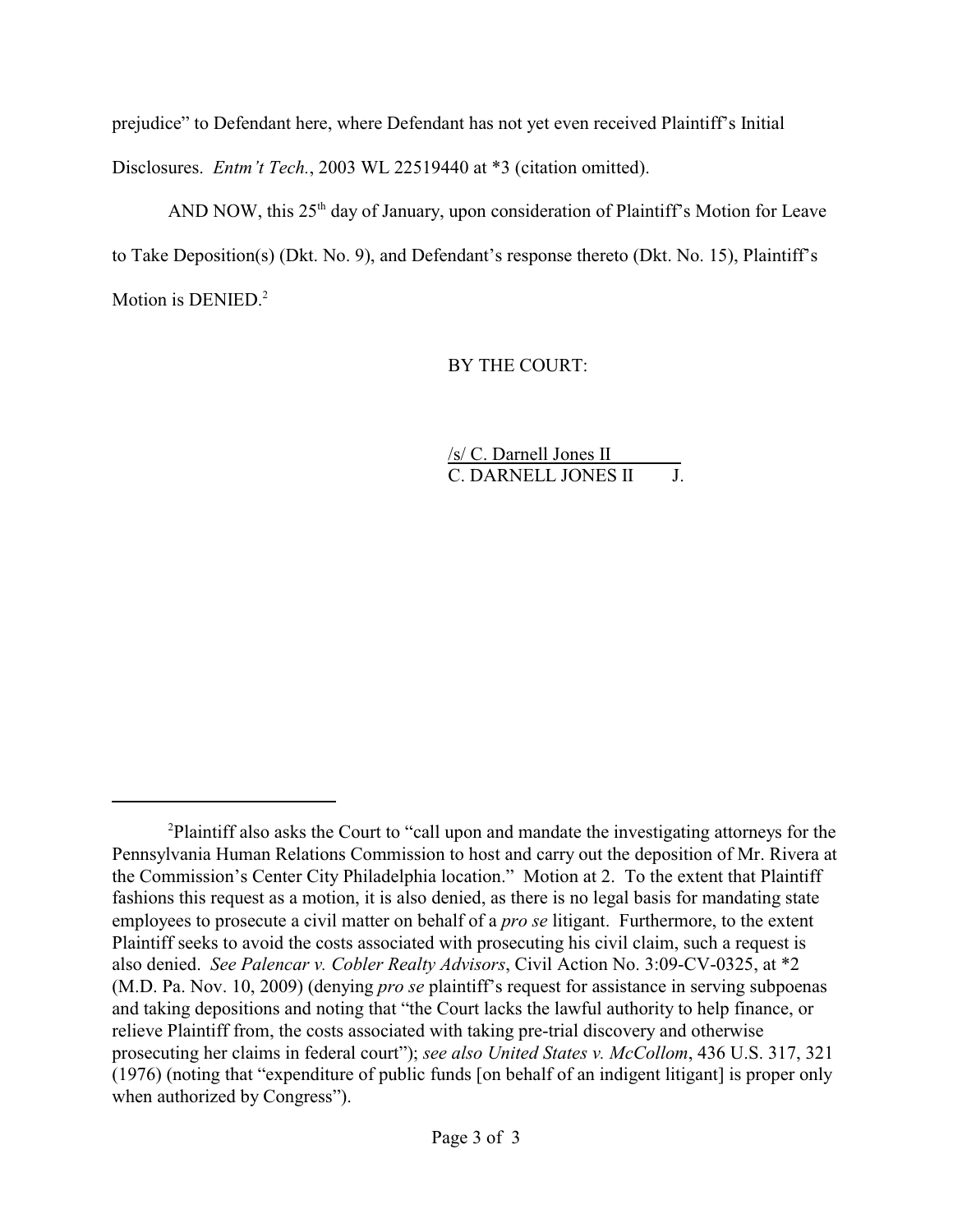prejudice" to Defendant here, where Defendant has not yet even received Plaintiff's Initial Disclosures. *Entm't Tech.*, 2003 WL 22519440 at *3 (citation omitted).

AND NOW, this 25th day of January, upon consideration of Plaintiff's Motion for Leave to Take Deposition(s) (Dkt. No. 9), and Defendant's response thereto (Dkt. No. 15), Plaintiff's Motion is DENIED.[2]

BY THE COURT:

/s/ C. Darnell Jones II
C. DARNELL JONES II J.

---

[2]Plaintiff also asks the Court to "call upon and mandate the investigating attorneys for the Pennsylvania Human Relations Commission to host and carry out the deposition of Mr. Rivera at the Commission's Center City Philadelphia location." Motion at 2. To the extent that Plaintiff fashions this request as a motion, it is also denied, as there is no legal basis for mandating state employees to prosecute a civil matter on behalf of a *pro se* litigant. Furthermore, to the extent Plaintiff seeks to avoid the costs associated with prosecuting his civil claim, such a request is also denied. *See Palencar v. Cobler Realty Advisors*, Civil Action No. 3:09-CV-0325, at *2 (M.D. Pa. Nov. 10, 2009) (denying *pro se* plaintiff's request for assistance in serving subpoenas and taking depositions and noting that "the Court lacks the lawful authority to help finance, or relieve Plaintiff from, the costs associated with taking pre-trial discovery and otherwise prosecuting her claims in federal court"); *see also United States v. McCollom*, 436 U.S. 317, 321 (1976) (noting that "expenditure of public funds [on behalf of an indigent litigant] is proper only when authorized by Congress").